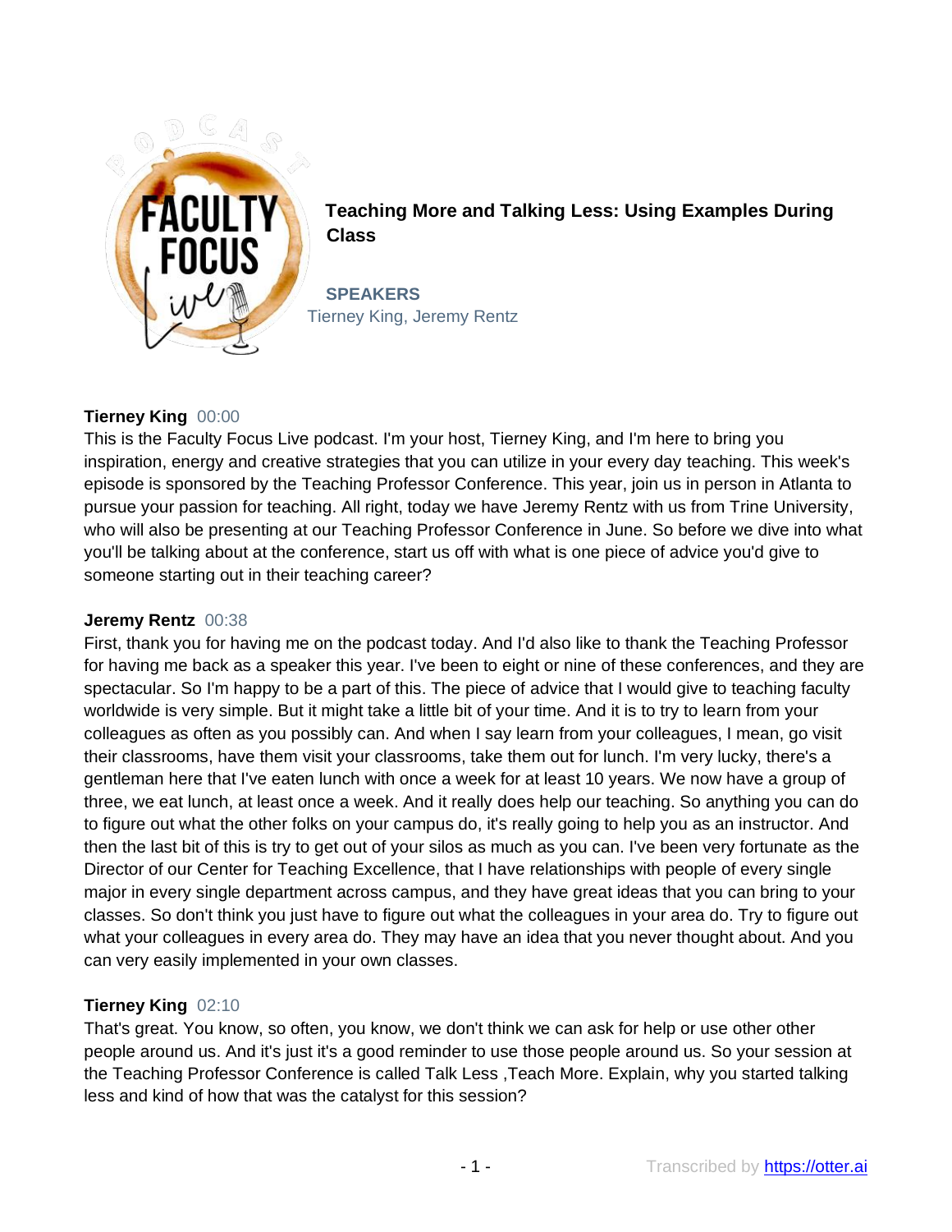# Teaching More and Talking Less: Using Examples During Class

**SPEAKERS**

Tierney King, Jeremy Rentz

**Tierney King** 00:00

This is the Faculty Focus Live podcast. I'm your host, Tierney King, and I'm here to bring you inspiration, energy and creative strategies that you can utilize in your every day teaching. This week's episode is sponsored by the Teaching Professor Conference. This year, join us in person in Atlanta to pursue your passion for teaching. All right, today we have Jeremy Rentz with us from Trine University, who will also be presenting at our Teaching Professor Conference in June. So before we dive into what you'll be talking about at the conference, start us off with what is one piece of advice you'd give to someone starting out in their teaching career?

**Jeremy Rentz** 00:38

First, thank you for having me on the podcast today. And I'd also like to thank the Teaching Professor for having me back as a speaker this year. I've been to eight or nine of these conferences, and they are spectacular. So I'm happy to be a part of this. The piece of advice that I would give to teaching faculty worldwide is very simple. But it might take a little bit of your time. And it is to try to learn from your colleagues as often as you possibly can. And when I say learn from your colleagues, I mean, go visit their classrooms, have them visit your classrooms, take them out for lunch. I'm very lucky, there's a gentleman here that I've eaten lunch with once a week for at least 10 years. We now have a group of three, we eat lunch, at least once a week. And it really does help our teaching. So anything you can do to figure out what the other folks on your campus do, it's really going to help you as an instructor. And then the last bit of this is try to get out of your silos as much as you can. I've been very fortunate as the Director of our Center for Teaching Excellence, that I have relationships with people of every single major in every single department across campus, and they have great ideas that you can bring to your classes. So don't think you just have to figure out what the colleagues in your area do. Try to figure out what your colleagues in every area do. They may have an idea that you never thought about. And you can very easily implemented in your own classes.

**Tierney King** 02:10

That's great. You know, so often, you know, we don't think we can ask for help or use other other people around us. And it's just it's a good reminder to use those people around us. So your session at the Teaching Professor Conference is called Talk Less ,Teach More. Explain, why you started talking less and kind of how that was the catalyst for this session?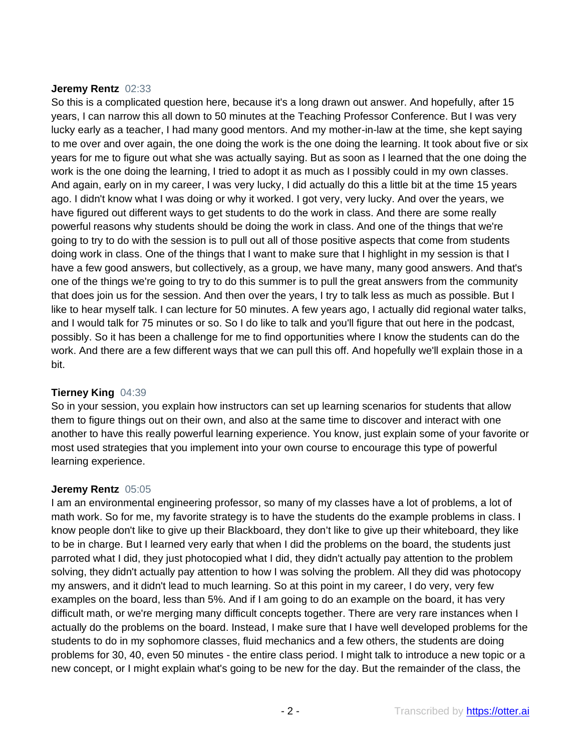**Jeremy Rentz** 02:33

So this is a complicated question here, because it's a long drawn out answer. And hopefully, after 15 years, I can narrow this all down to 50 minutes at the Teaching Professor Conference. But I was very lucky early as a teacher, I had many good mentors. And my mother-in-law at the time, she kept saying to me over and over again, the one doing the work is the one doing the learning. It took about five or six years for me to figure out what she was actually saying. But as soon as I learned that the one doing the work is the one doing the learning, I tried to adopt it as much as I possibly could in my own classes. And again, early on in my career, I was very lucky, I did actually do this a little bit at the time 15 years ago. I didn't know what I was doing or why it worked. I got very, very lucky. And over the years, we have figured out different ways to get students to do the work in class. And there are some really powerful reasons why students should be doing the work in class. And one of the things that we're going to try to do with the session is to pull out all of those positive aspects that come from students doing work in class. One of the things that I want to make sure that I highlight in my session is that I have a few good answers, but collectively, as a group, we have many, many good answers. And that's one of the things we're going to try to do this summer is to pull the great answers from the community that does join us for the session. And then over the years, I try to talk less as much as possible. But I like to hear myself talk. I can lecture for 50 minutes. A few years ago, I actually did regional water talks, and I would talk for 75 minutes or so. So I do like to talk and you'll figure that out here in the podcast, possibly. So it has been a challenge for me to find opportunities where I know the students can do the work. And there are a few different ways that we can pull this off. And hopefully we'll explain those in a bit.

**Tierney King** 04:39

So in your session, you explain how instructors can set up learning scenarios for students that allow them to figure things out on their own, and also at the same time to discover and interact with one another to have this really powerful learning experience. You know, just explain some of your favorite or most used strategies that you implement into your own course to encourage this type of powerful learning experience.

**Jeremy Rentz** 05:05

I am an environmental engineering professor, so many of my classes have a lot of problems, a lot of math work. So for me, my favorite strategy is to have the students do the example problems in class. I know people don't like to give up their Blackboard, they don't like to give up their whiteboard, they like to be in charge. But I learned very early that when I did the problems on the board, the students just parroted what I did, they just photocopied what I did, they didn't actually pay attention to the problem solving, they didn't actually pay attention to how I was solving the problem. All they did was photocopy my answers, and it didn't lead to much learning. So at this point in my career, I do very, very few examples on the board, less than 5%. And if I am going to do an example on the board, it has very difficult math, or we're merging many difficult concepts together. There are very rare instances when I actually do the problems on the board. Instead, I make sure that I have well developed problems for the students to do in my sophomore classes, fluid mechanics and a few others, the students are doing problems for 30, 40, even 50 minutes - the entire class period. I might talk to introduce a new topic or a new concept, or I might explain what's going to be new for the day. But the remainder of the class, the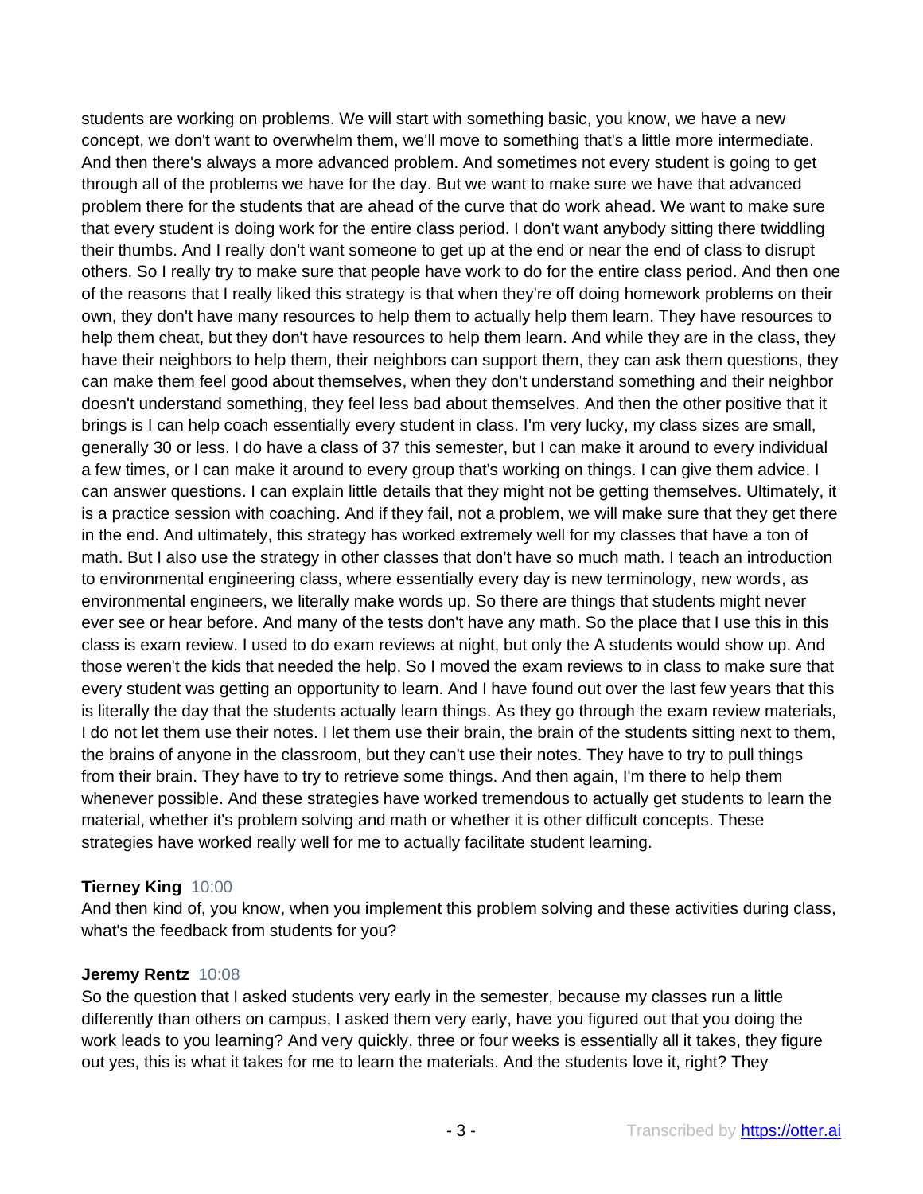students are working on problems. We will start with something basic, you know, we have a new concept, we don't want to overwhelm them, we'll move to something that's a little more intermediate. And then there's always a more advanced problem. And sometimes not every student is going to get through all of the problems we have for the day. But we want to make sure we have that advanced problem there for the students that are ahead of the curve that do work ahead. We want to make sure that every student is doing work for the entire class period. I don't want anybody sitting there twiddling their thumbs. And I really don't want someone to get up at the end or near the end of class to disrupt others. So I really try to make sure that people have work to do for the entire class period. And then one of the reasons that I really liked this strategy is that when they're off doing homework problems on their own, they don't have many resources to help them to actually help them learn. They have resources to help them cheat, but they don't have resources to help them learn. And while they are in the class, they have their neighbors to help them, their neighbors can support them, they can ask them questions, they can make them feel good about themselves, when they don't understand something and their neighbor doesn't understand something, they feel less bad about themselves. And then the other positive that it brings is I can help coach essentially every student in class. I'm very lucky, my class sizes are small, generally 30 or less. I do have a class of 37 this semester, but I can make it around to every individual a few times, or I can make it around to every group that's working on things. I can give them advice. I can answer questions. I can explain little details that they might not be getting themselves. Ultimately, it is a practice session with coaching. And if they fail, not a problem, we will make sure that they get there in the end. And ultimately, this strategy has worked extremely well for my classes that have a ton of math. But I also use the strategy in other classes that don't have so much math. I teach an introduction to environmental engineering class, where essentially every day is new terminology, new words, as environmental engineers, we literally make words up. So there are things that students might never ever see or hear before. And many of the tests don't have any math. So the place that I use this in this class is exam review. I used to do exam reviews at night, but only the A students would show up. And those weren't the kids that needed the help. So I moved the exam reviews to in class to make sure that every student was getting an opportunity to learn. And I have found out over the last few years that this is literally the day that the students actually learn things. As they go through the exam review materials, I do not let them use their notes. I let them use their brain, the brain of the students sitting next to them, the brains of anyone in the classroom, but they can't use their notes. They have to try to pull things from their brain. They have to try to retrieve some things. And then again, I'm there to help them whenever possible. And these strategies have worked tremendous to actually get students to learn the material, whether it's problem solving and math or whether it is other difficult concepts. These strategies have worked really well for me to actually facilitate student learning.

**Tierney King** 10:00
And then kind of, you know, when you implement this problem solving and these activities during class, what's the feedback from students for you?

**Jeremy Rentz** 10:08
So the question that I asked students very early in the semester, because my classes run a little differently than others on campus, I asked them very early, have you figured out that you doing the work leads to you learning? And very quickly, three or four weeks is essentially all it takes, they figure out yes, this is what it takes for me to learn the materials. And the students love it, right? They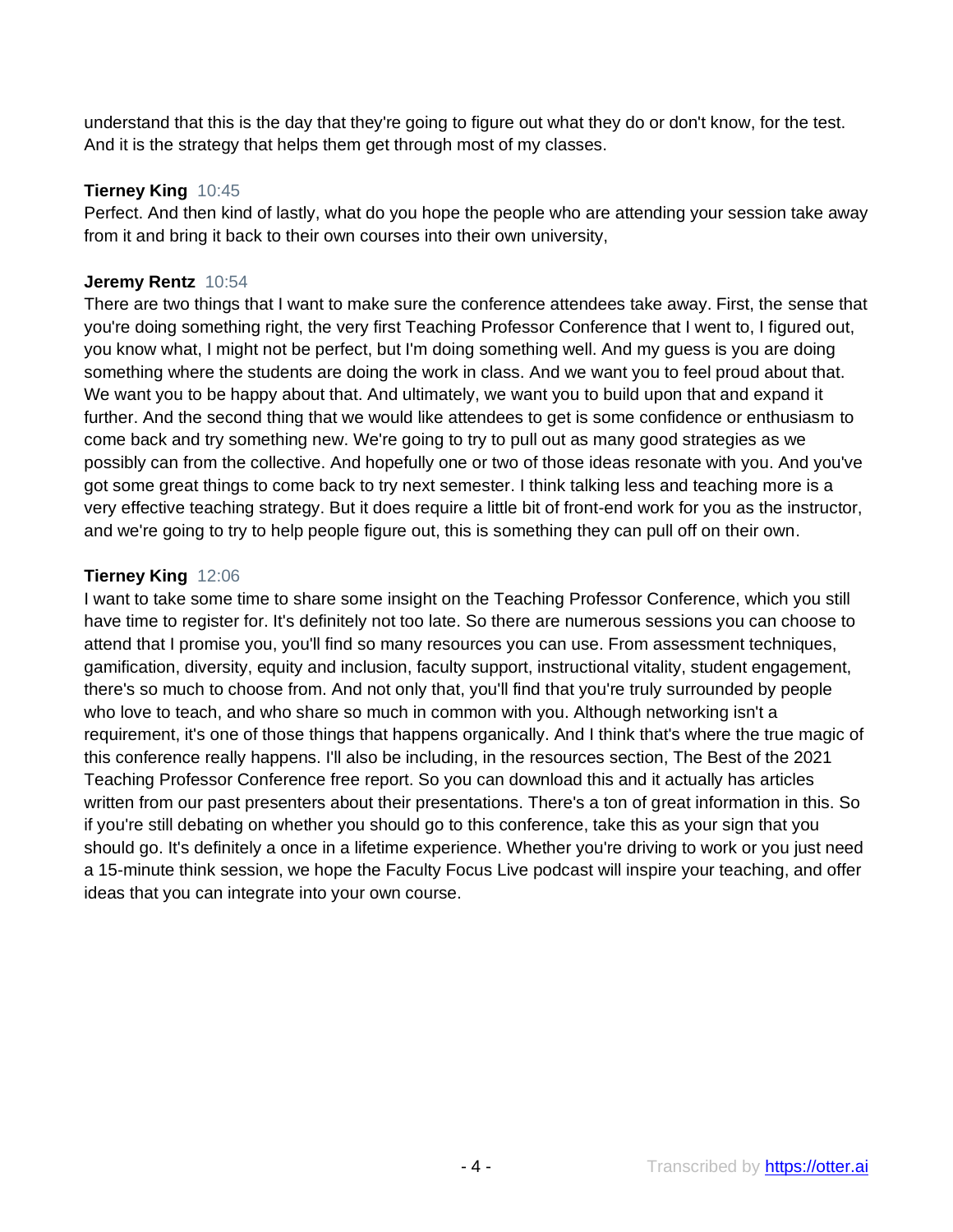understand that this is the day that they're going to figure out what they do or don't know, for the test. And it is the strategy that helps them get through most of my classes.

**Tierney King** 10:45
Perfect. And then kind of lastly, what do you hope the people who are attending your session take away from it and bring it back to their own courses into their own university,

**Jeremy Rentz** 10:54
There are two things that I want to make sure the conference attendees take away. First, the sense that you're doing something right, the very first Teaching Professor Conference that I went to, I figured out, you know what, I might not be perfect, but I'm doing something well. And my guess is you are doing something where the students are doing the work in class. And we want you to feel proud about that. We want you to be happy about that. And ultimately, we want you to build upon that and expand it further. And the second thing that we would like attendees to get is some confidence or enthusiasm to come back and try something new. We're going to try to pull out as many good strategies as we possibly can from the collective. And hopefully one or two of those ideas resonate with you. And you've got some great things to come back to try next semester. I think talking less and teaching more is a very effective teaching strategy. But it does require a little bit of front-end work for you as the instructor, and we're going to try to help people figure out, this is something they can pull off on their own.

**Tierney King** 12:06
I want to take some time to share some insight on the Teaching Professor Conference, which you still have time to register for. It's definitely not too late. So there are numerous sessions you can choose to attend that I promise you, you'll find so many resources you can use. From assessment techniques, gamification, diversity, equity and inclusion, faculty support, instructional vitality, student engagement, there's so much to choose from. And not only that, you'll find that you're truly surrounded by people who love to teach, and who share so much in common with you. Although networking isn't a requirement, it's one of those things that happens organically. And I think that's where the true magic of this conference really happens. I'll also be including, in the resources section, The Best of the 2021 Teaching Professor Conference free report. So you can download this and it actually has articles written from our past presenters about their presentations. There's a ton of great information in this. So if you're still debating on whether you should go to this conference, take this as your sign that you should go. It's definitely a once in a lifetime experience. Whether you're driving to work or you just need a 15-minute think session, we hope the Faculty Focus Live podcast will inspire your teaching, and offer ideas that you can integrate into your own course.